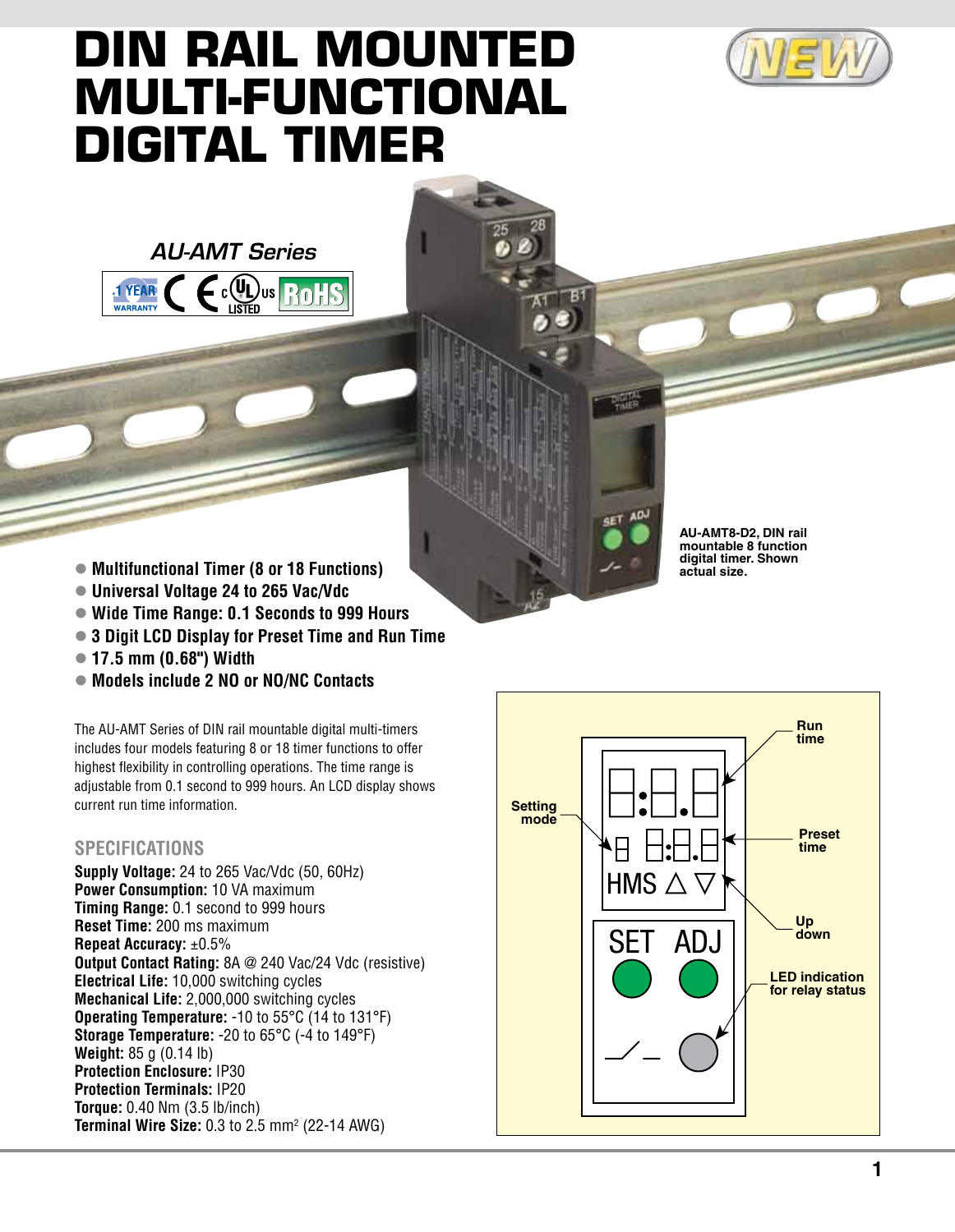# DIN RAIL MOUNTED MULTI-FUNCTIONAL DIGITAL TIMER

*AU-AMT Series*

AU-AMT8-D2, DIN rail mountable 8 function digital timer. Shown actual size.

- Multifunctional Timer (8 or 18 Functions)
- Universal Voltage 24 to 265 Vac/Vdc
- Wide Time Range: 0.1 Seconds to 999 Hours
- 3 Digit LCD Display for Preset Time and Run Time
- 17.5 mm (0.68") Width
- Models include 2 NO or NO/NC Contacts

The AU-AMT Series of DIN rail mountable digital multi-timers includes four models featuring 8 or 18 timer functions to offer highest flexibility in controlling operations. The time range is adjustable from 0.1 second to 999 hours. An LCD display shows current run time information.

## SPECIFICATIONS

**Supply Voltage:** 24 to 265 Vac/Vdc (50, 60Hz)
**Power Consumption:** 10 VA maximum
**Timing Range:** 0.1 second to 999 hours
**Reset Time:** 200 ms maximum
**Repeat Accuracy:** ±0.5%
**Output Contact Rating:** 8A @ 240 Vac/24 Vdc (resistive)
**Electrical Life:** 10,000 switching cycles
**Mechanical Life:** 2,000,000 switching cycles
**Operating Temperature:** -10 to 55°C (14 to 131°F)
**Storage Temperature:** -20 to 65°C (-4 to 149°F)
**Weight:** 85 g (0.14 lb)
**Protection Enclosure:** IP30
**Protection Terminals:** IP20
**Torque:** 0.40 Nm (3.5 lb/inch)
**Terminal Wire Size:** 0.3 to 2.5 mm² (22-14 AWG)

Run time
Setting mode
Preset time
Up down
LED indication for relay status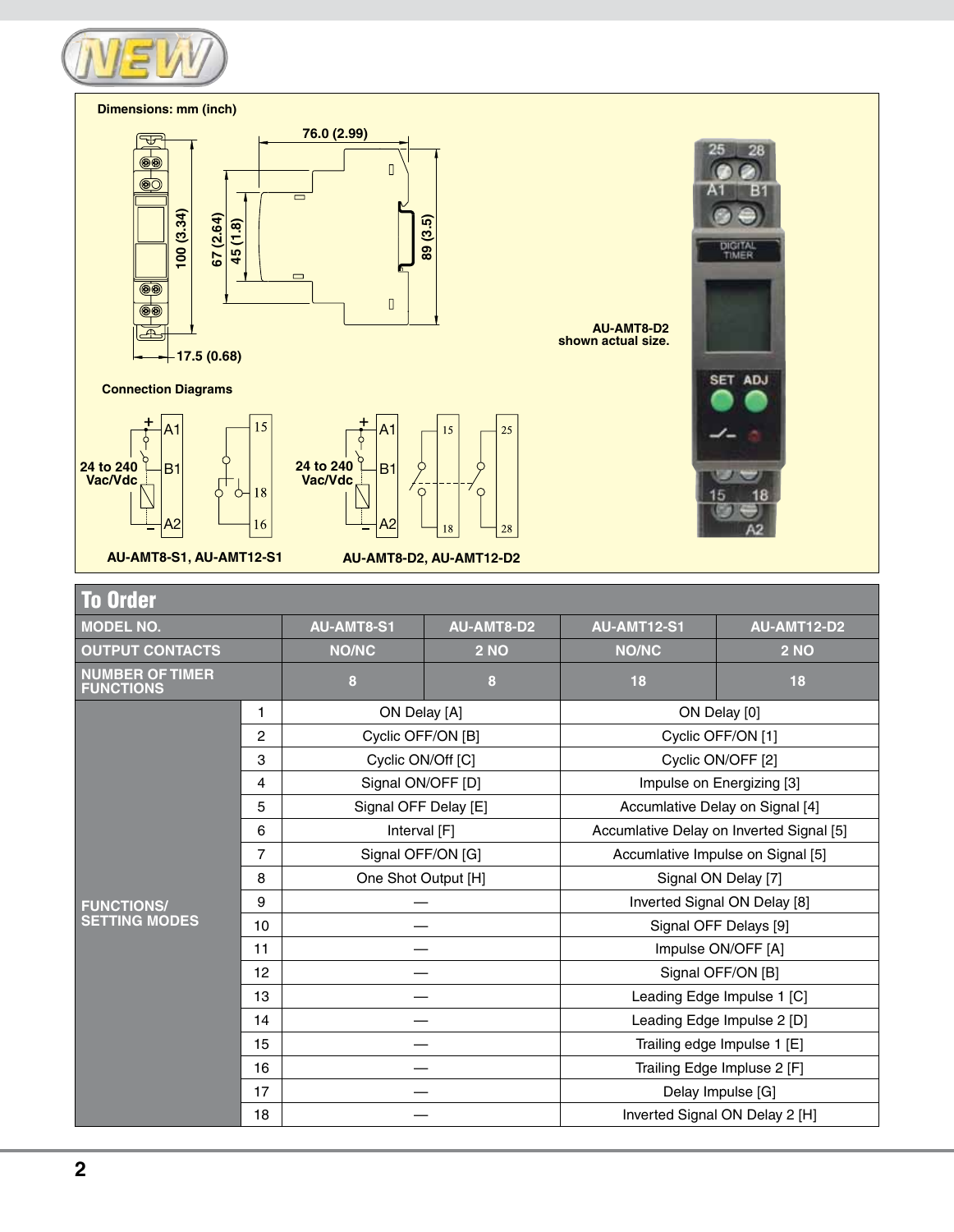Dimensions: mm (inch)

76.0 (2.99)
100 (3.34)
67 (2.64)
45 (1.8)
89 (3.5)
17.5 (0.68)

AU-AMT8-D2
shown actual size.

Connection Diagrams

24 to 240 Vac/Vdc
A1
B1
A2
15
18
16

AU-AMT8-S1, AU-AMT12-S1

24 to 240 Vac/Vdc
A1
B1
A2
15
18
25
28

AU-AMT8-D2, AU-AMT12-D2

## To Order

| MODEL NO. | | AU-AMT8-S1 | AU-AMT8-D2 | AU-AMT12-S1 | AU-AMT12-D2 |
|---|---|---|---|---|---|
| OUTPUT CONTACTS | | NO/NC | 2 NO | NO/NC | 2 NO |
| NUMBER OF TIMER FUNCTIONS | | 8 | 8 | 18 | 18 |
| FUNCTIONS/ SETTING MODES | 1 | ON Delay [A] | | ON Delay [0] | |
| | 2 | Cyclic OFF/ON [B] | | Cyclic OFF/ON [1] | |
| | 3 | Cyclic ON/Off [C] | | Cyclic ON/OFF [2] | |
| | 4 | Signal ON/OFF [D] | | Impulse on Energizing [3] | |
| | 5 | Signal OFF Delay [E] | | Accumlative Delay on Signal [4] | |
| | 6 | Interval [F] | | Accumlative Delay on Inverted Signal [5] | |
| | 7 | Signal OFF/ON [G] | | Accumlative Impulse on Signal [5] | |
| | 8 | One Shot Output [H] | | Signal ON Delay [7] | |
| | 9 | — | | Inverted Signal ON Delay [8] | |
| | 10 | — | | Signal OFF Delays [9] | |
| | 11 | — | | Impulse ON/OFF [A] | |
| | 12 | — | | Signal OFF/ON [B] | |
| | 13 | — | | Leading Edge Impulse 1 [C] | |
| | 14 | — | | Leading Edge Impulse 2 [D] | |
| | 15 | — | | Trailing edge Impulse 1 [E] | |
| | 16 | — | | Trailing Edge Impluse 2 [F] | |
| | 17 | — | | Delay Impulse [G] | |
| | 18 | — | | Inverted Signal ON Delay 2 [H] | |